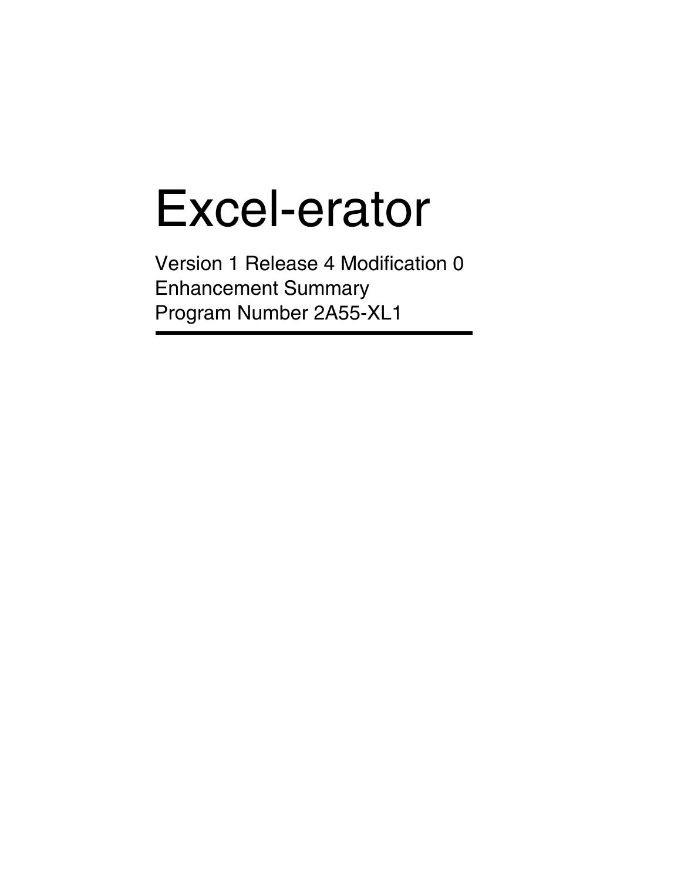# Excel-erator

Version 1 Release 4 Modification 0
Enhancement Summary
Program Number 2A55-XL1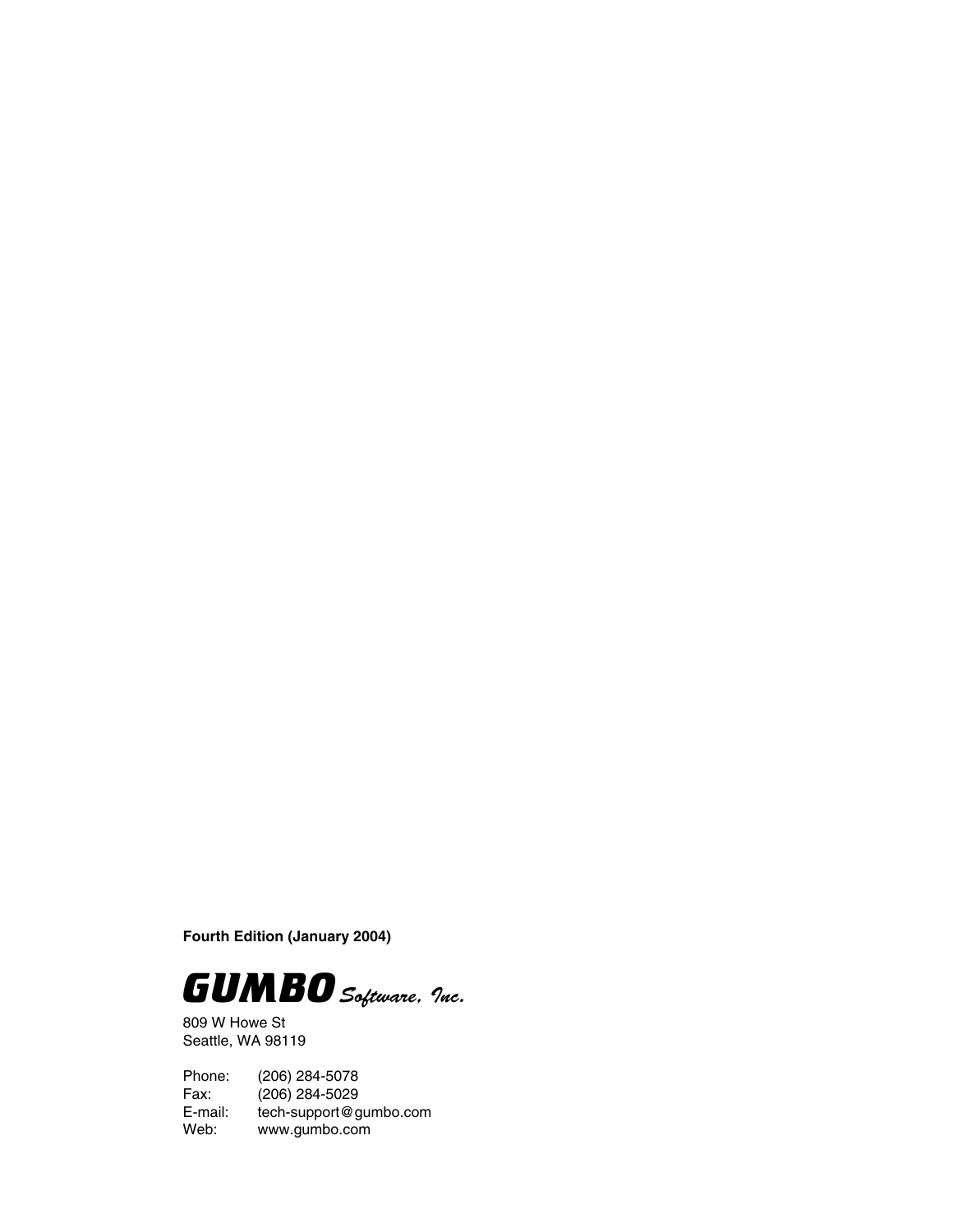**Fourth Edition (January 2004)**

**GUMBO** *Software, Inc.*

809 W Howe St
Seattle, WA 98119

Phone: (206) 284-5078
Fax: (206) 284-5029
E-mail: tech-support@gumbo.com
Web: www.gumbo.com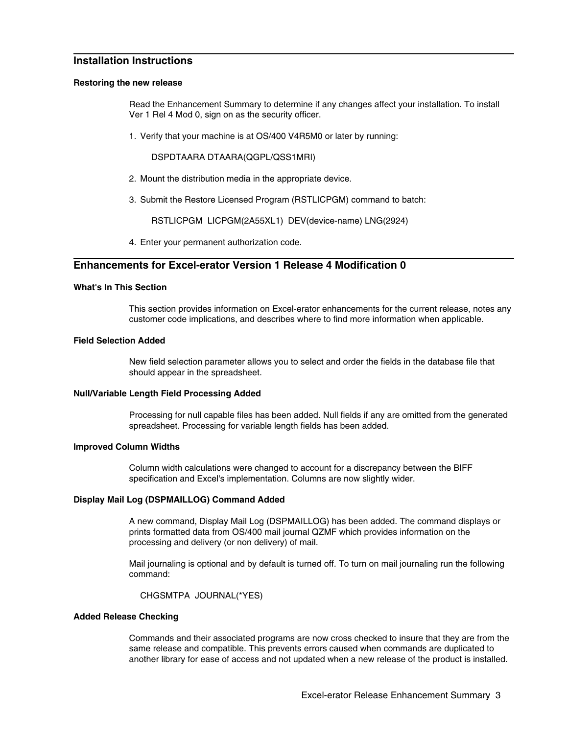## Installation Instructions

### Restoring the new release

Read the Enhancement Summary to determine if any changes affect your installation. To install Ver 1 Rel 4 Mod 0, sign on as the security officer.

1. Verify that your machine is at OS/400 V4R5M0 or later by running:

   ```
   DSPDTAARA DTAARA(QGPL/QSS1MRI)
   ```

2. Mount the distribution media in the appropriate device.

3. Submit the Restore Licensed Program (RSTLICPGM) command to batch:

   ```
   RSTLICPGM  LICPGM(2A55XL1)  DEV(device-name) LNG(2924)
   ```

4. Enter your permanent authorization code.

## Enhancements for Excel-erator Version 1 Release 4 Modification 0

### What's In This Section

This section provides information on Excel-erator enhancements for the current release, notes any customer code implications, and describes where to find more information when applicable.

### Field Selection Added

New field selection parameter allows you to select and order the fields in the database file that should appear in the spreadsheet.

### Null/Variable Length Field Processing Added

Processing for null capable files has been added. Null fields if any are omitted from the generated spreadsheet. Processing for variable length fields has been added.

### Improved Column Widths

Column width calculations were changed to account for a discrepancy between the BIFF specification and Excel's implementation. Columns are now slightly wider.

### Display Mail Log (DSPMAILLOG) Command Added

A new command, Display Mail Log (DSPMAILLOG) has been added. The command displays or prints formatted data from OS/400 mail journal QZMF which provides information on the processing and delivery (or non delivery) of mail.

Mail journaling is optional and by default is turned off. To turn on mail journaling run the following command:

```
CHGSMTPA  JOURNAL(*YES)
```

### Added Release Checking

Commands and their associated programs are now cross checked to insure that they are from the same release and compatible. This prevents errors caused when commands are duplicated to another library for ease of access and not updated when a new release of the product is installed.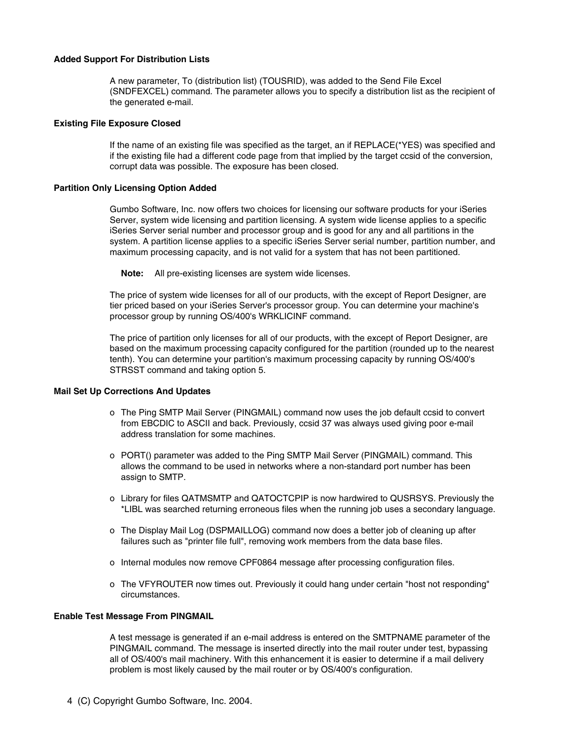### Added Support For Distribution Lists

A new parameter, To (distribution list) (TOUSRID), was added to the Send File Excel (SNDFEXCEL) command. The parameter allows you to specify a distribution list as the recipient of the generated e-mail.

### Existing File Exposure Closed

If the name of an existing file was specified as the target, an if REPLACE(*YES) was specified and if the existing file had a different code page from that implied by the target ccsid of the conversion, corrupt data was possible. The exposure has been closed.

### Partition Only Licensing Option Added

Gumbo Software, Inc. now offers two choices for licensing our software products for your iSeries Server, system wide licensing and partition licensing. A system wide license applies to a specific iSeries Server serial number and processor group and is good for any and all partitions in the system. A partition license applies to a specific iSeries Server serial number, partition number, and maximum processing capacity, and is not valid for a system that has not been partitioned.

**Note:** All pre-existing licenses are system wide licenses.

The price of system wide licenses for all of our products, with the except of Report Designer, are tier priced based on your iSeries Server's processor group. You can determine your machine's processor group by running OS/400's WRKLICINF command.

The price of partition only licenses for all of our products, with the except of Report Designer, are based on the maximum processing capacity configured for the partition (rounded up to the nearest tenth). You can determine your partition's maximum processing capacity by running OS/400's STRSST command and taking option 5.

### Mail Set Up Corrections And Updates

- The Ping SMTP Mail Server (PINGMAIL) command now uses the job default ccsid to convert from EBCDIC to ASCII and back. Previously, ccsid 37 was always used giving poor e-mail address translation for some machines.
- PORT() parameter was added to the Ping SMTP Mail Server (PINGMAIL) command. This allows the command to be used in networks where a non-standard port number has been assign to SMTP.
- Library for files QATMSMTP and QATOCTCPIP is now hardwired to QUSRSYS. Previously the *LIBL was searched returning erroneous files when the running job uses a secondary language.
- The Display Mail Log (DSPMAILLOG) command now does a better job of cleaning up after failures such as "printer file full", removing work members from the data base files.
- Internal modules now remove CPF0864 message after processing configuration files.
- The VFYROUTER now times out. Previously it could hang under certain "host not responding" circumstances.

### Enable Test Message From PINGMAIL

A test message is generated if an e-mail address is entered on the SMTPNAME parameter of the PINGMAIL command. The message is inserted directly into the mail router under test, bypassing all of OS/400's mail machinery. With this enhancement it is easier to determine if a mail delivery problem is most likely caused by the mail router or by OS/400's configuration.

4 (C) Copyright Gumbo Software, Inc. 2004.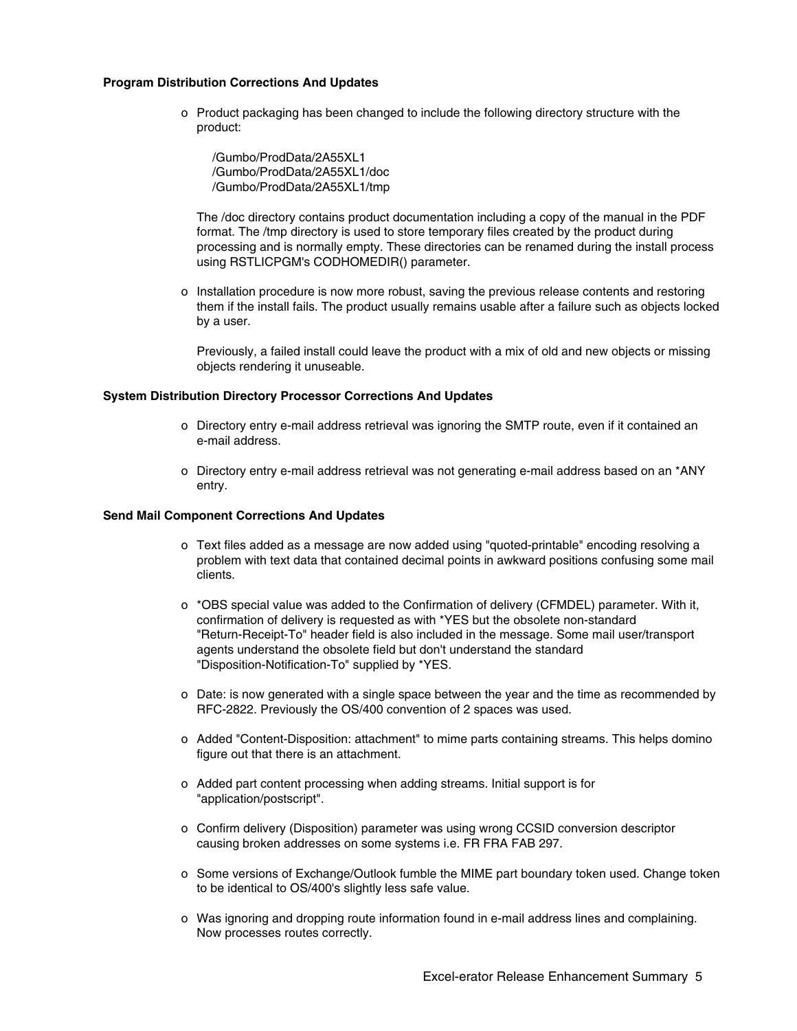**Program Distribution Corrections And Updates**

- Product packaging has been changed to include the following directory structure with the product:

  /Gumbo/ProdData/2A55XL1
  /Gumbo/ProdData/2A55XL1/doc
  /Gumbo/ProdData/2A55XL1/tmp

  The /doc directory contains product documentation including a copy of the manual in the PDF format. The /tmp directory is used to store temporary files created by the product during processing and is normally empty. These directories can be renamed during the install process using RSTLICPGM's CODHOMEDIR() parameter.

- Installation procedure is now more robust, saving the previous release contents and restoring them if the install fails. The product usually remains usable after a failure such as objects locked by a user.

  Previously, a failed install could leave the product with a mix of old and new objects or missing objects rendering it unuseable.

**System Distribution Directory Processor Corrections And Updates**

- Directory entry e-mail address retrieval was ignoring the SMTP route, even if it contained an e-mail address.

- Directory entry e-mail address retrieval was not generating e-mail address based on an *ANY entry.

**Send Mail Component Corrections And Updates**

- Text files added as a message are now added using "quoted-printable" encoding resolving a problem with text data that contained decimal points in awkward positions confusing some mail clients.

- *OBS special value was added to the Confirmation of delivery (CFMDEL) parameter. With it, confirmation of delivery is requested as with *YES but the obsolete non-standard "Return-Receipt-To" header field is also included in the message. Some mail user/transport agents understand the obsolete field but don't understand the standard "Disposition-Notification-To" supplied by *YES.

- Date: is now generated with a single space between the year and the time as recommended by RFC-2822. Previously the OS/400 convention of 2 spaces was used.

- Added "Content-Disposition: attachment" to mime parts containing streams. This helps domino figure out that there is an attachment.

- Added part content processing when adding streams. Initial support is for "application/postscript".

- Confirm delivery (Disposition) parameter was using wrong CCSID conversion descriptor causing broken addresses on some systems i.e. FR FRA FAB 297.

- Some versions of Exchange/Outlook fumble the MIME part boundary token used. Change token to be identical to OS/400's slightly less safe value.

- Was ignoring and dropping route information found in e-mail address lines and complaining. Now processes routes correctly.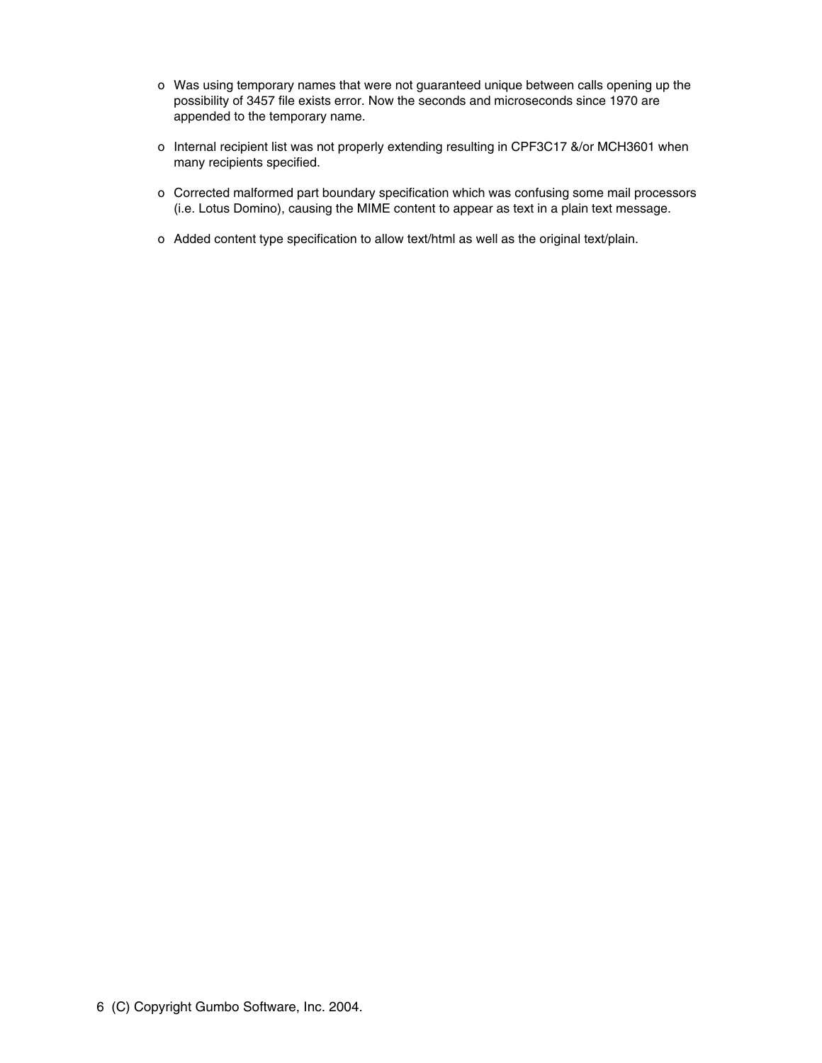- Was using temporary names that were not guaranteed unique between calls opening up the possibility of 3457 file exists error. Now the seconds and microseconds since 1970 are appended to the temporary name.

- Internal recipient list was not properly extending resulting in CPF3C17 &/or MCH3601 when many recipients specified.

- Corrected malformed part boundary specification which was confusing some mail processors (i.e. Lotus Domino), causing the MIME content to appear as text in a plain text message.

- Added content type specification to allow text/html as well as the original text/plain.